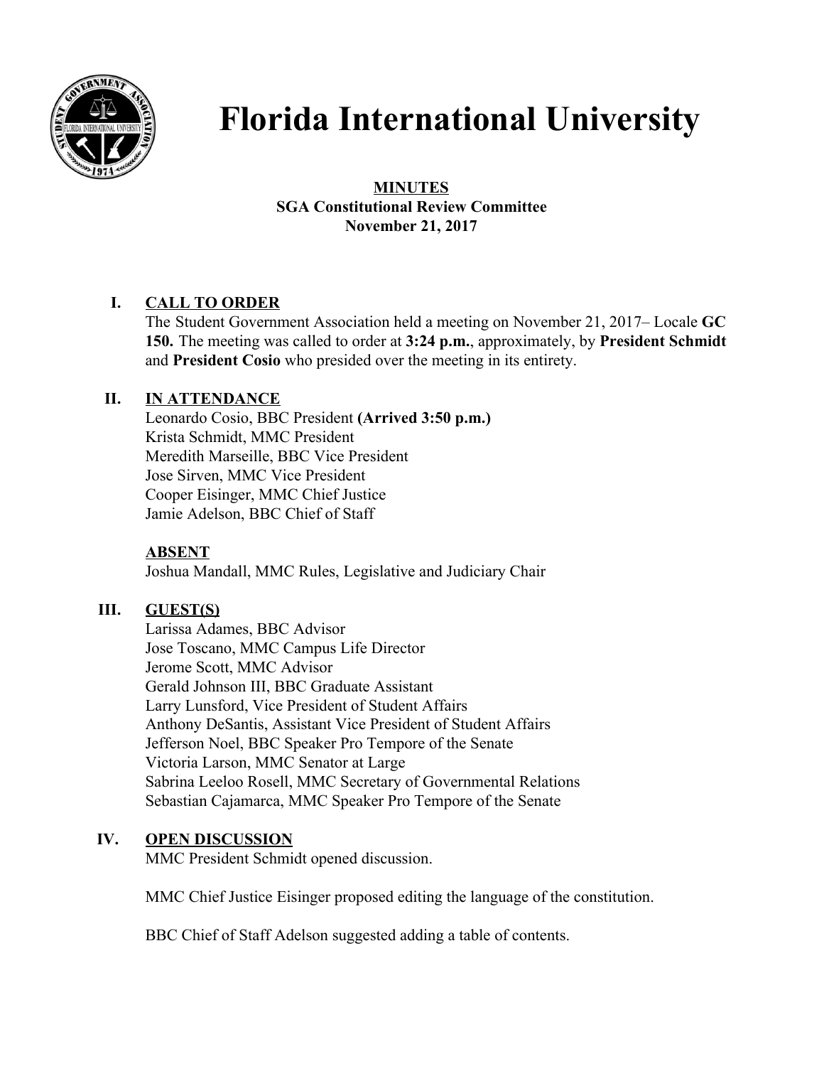# Florida International University

**MINUTES**
**SGA Constitutional Review Committee**
**November 21, 2017**

## I. CALL TO ORDER

The Student Government Association held a meeting on November 21, 2017– Locale **GC 150.** The meeting was called to order at **3:24 p.m.**, approximately, by **President Schmidt** and **President Cosio** who presided over the meeting in its entirety.

## II. IN ATTENDANCE

Leonardo Cosio, BBC President **(Arrived 3:50 p.m.)**
Krista Schmidt, MMC President
Meredith Marseille, BBC Vice President
Jose Sirven, MMC Vice President
Cooper Eisinger, MMC Chief Justice
Jamie Adelson, BBC Chief of Staff

**ABSENT**

Joshua Mandall, MMC Rules, Legislative and Judiciary Chair

## III. GUEST(S)

Larissa Adames, BBC Advisor
Jose Toscano, MMC Campus Life Director
Jerome Scott, MMC Advisor
Gerald Johnson III, BBC Graduate Assistant
Larry Lunsford, Vice President of Student Affairs
Anthony DeSantis, Assistant Vice President of Student Affairs
Jefferson Noel, BBC Speaker Pro Tempore of the Senate
Victoria Larson, MMC Senator at Large
Sabrina Leeloo Rosell, MMC Secretary of Governmental Relations
Sebastian Cajamarca, MMC Speaker Pro Tempore of the Senate

## IV. OPEN DISCUSSION

MMC President Schmidt opened discussion.

MMC Chief Justice Eisinger proposed editing the language of the constitution.

BBC Chief of Staff Adelson suggested adding a table of contents.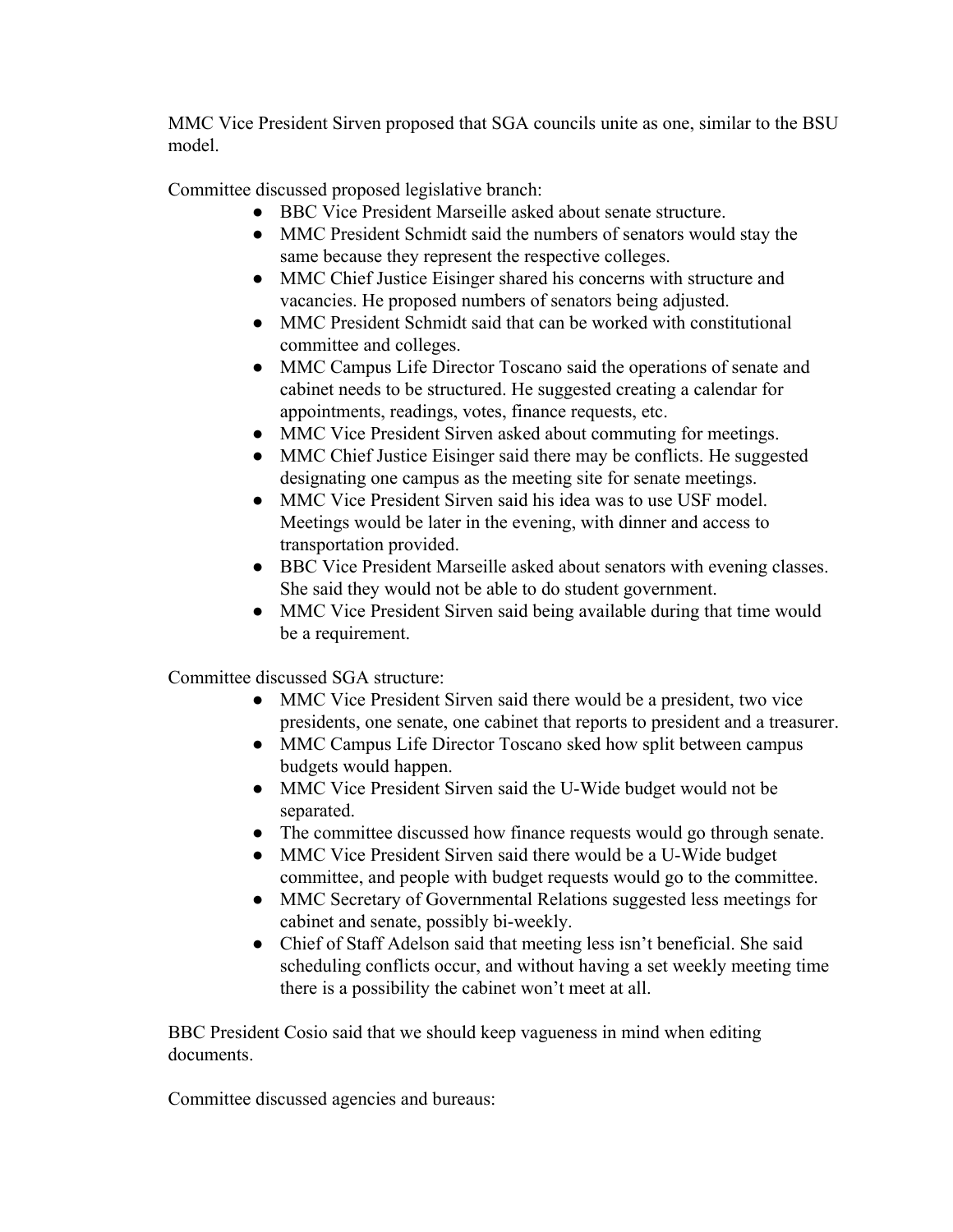MMC Vice President Sirven proposed that SGA councils unite as one, similar to the BSU model.

Committee discussed proposed legislative branch:

- BBC Vice President Marseille asked about senate structure.
- MMC President Schmidt said the numbers of senators would stay the same because they represent the respective colleges.
- MMC Chief Justice Eisinger shared his concerns with structure and vacancies. He proposed numbers of senators being adjusted.
- MMC President Schmidt said that can be worked with constitutional committee and colleges.
- MMC Campus Life Director Toscano said the operations of senate and cabinet needs to be structured. He suggested creating a calendar for appointments, readings, votes, finance requests, etc.
- MMC Vice President Sirven asked about commuting for meetings.
- MMC Chief Justice Eisinger said there may be conflicts. He suggested designating one campus as the meeting site for senate meetings.
- MMC Vice President Sirven said his idea was to use USF model. Meetings would be later in the evening, with dinner and access to transportation provided.
- BBC Vice President Marseille asked about senators with evening classes. She said they would not be able to do student government.
- MMC Vice President Sirven said being available during that time would be a requirement.

Committee discussed SGA structure:

- MMC Vice President Sirven said there would be a president, two vice presidents, one senate, one cabinet that reports to president and a treasurer.
- MMC Campus Life Director Toscano sked how split between campus budgets would happen.
- MMC Vice President Sirven said the U-Wide budget would not be separated.
- The committee discussed how finance requests would go through senate.
- MMC Vice President Sirven said there would be a U-Wide budget committee, and people with budget requests would go to the committee.
- MMC Secretary of Governmental Relations suggested less meetings for cabinet and senate, possibly bi-weekly.
- Chief of Staff Adelson said that meeting less isn't beneficial. She said scheduling conflicts occur, and without having a set weekly meeting time there is a possibility the cabinet won't meet at all.

BBC President Cosio said that we should keep vagueness in mind when editing documents.

Committee discussed agencies and bureaus: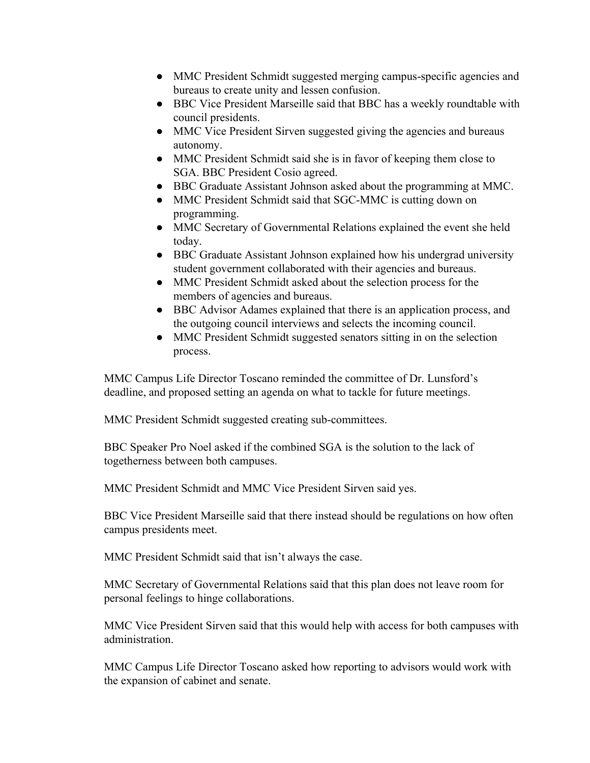- MMC President Schmidt suggested merging campus-specific agencies and bureaus to create unity and lessen confusion.
- BBC Vice President Marseille said that BBC has a weekly roundtable with council presidents.
- MMC Vice President Sirven suggested giving the agencies and bureaus autonomy.
- MMC President Schmidt said she is in favor of keeping them close to SGA. BBC President Cosio agreed.
- BBC Graduate Assistant Johnson asked about the programming at MMC.
- MMC President Schmidt said that SGC-MMC is cutting down on programming.
- MMC Secretary of Governmental Relations explained the event she held today.
- BBC Graduate Assistant Johnson explained how his undergrad university student government collaborated with their agencies and bureaus.
- MMC President Schmidt asked about the selection process for the members of agencies and bureaus.
- BBC Advisor Adames explained that there is an application process, and the outgoing council interviews and selects the incoming council.
- MMC President Schmidt suggested senators sitting in on the selection process.

MMC Campus Life Director Toscano reminded the committee of Dr. Lunsford's deadline, and proposed setting an agenda on what to tackle for future meetings.

MMC President Schmidt suggested creating sub-committees.

BBC Speaker Pro Noel asked if the combined SGA is the solution to the lack of togetherness between both campuses.

MMC President Schmidt and MMC Vice President Sirven said yes.

BBC Vice President Marseille said that there instead should be regulations on how often campus presidents meet.

MMC President Schmidt said that isn't always the case.

MMC Secretary of Governmental Relations said that this plan does not leave room for personal feelings to hinge collaborations.

MMC Vice President Sirven said that this would help with access for both campuses with administration.

MMC Campus Life Director Toscano asked how reporting to advisors would work with the expansion of cabinet and senate.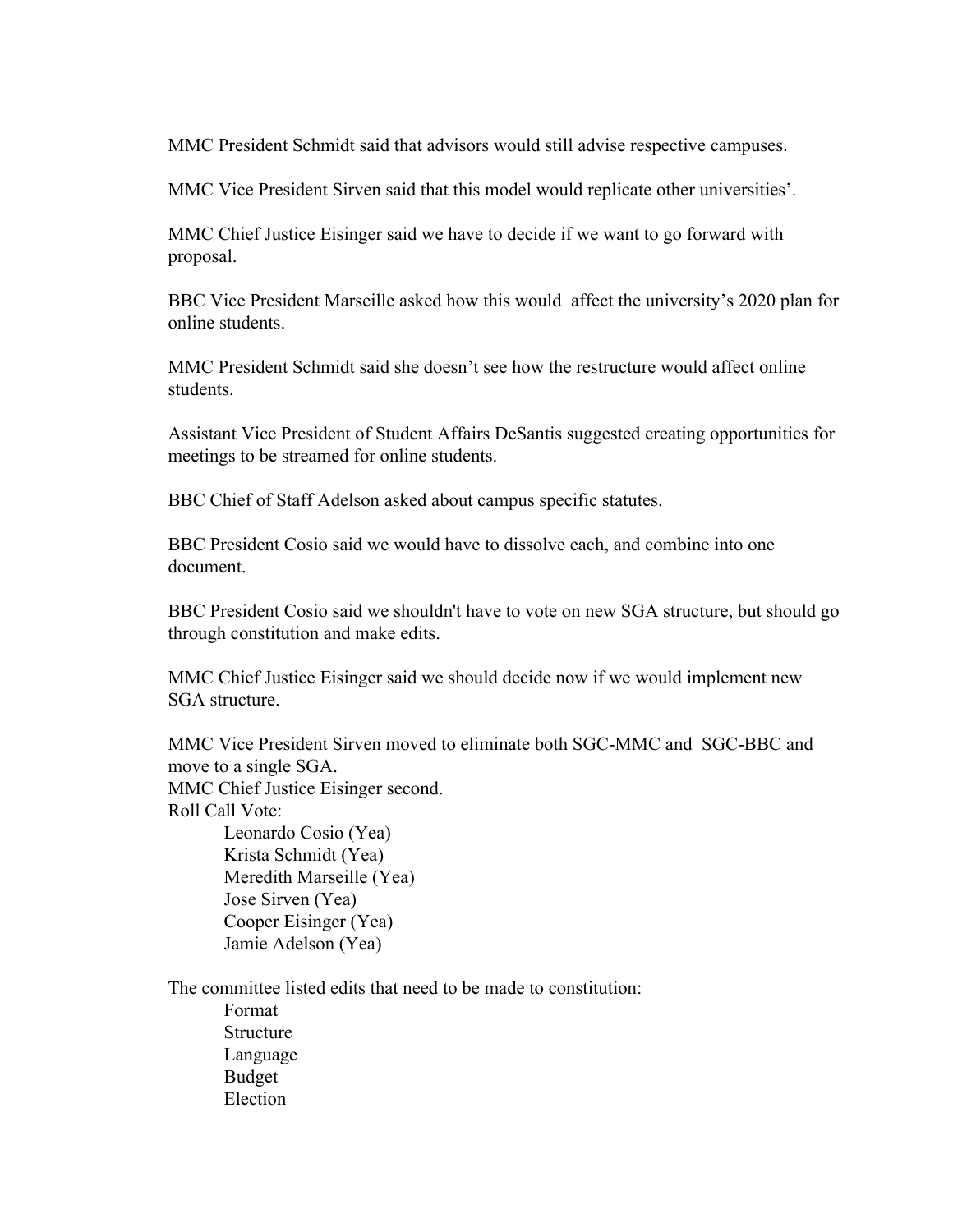MMC President Schmidt said that advisors would still advise respective campuses.

MMC Vice President Sirven said that this model would replicate other universities'.

MMC Chief Justice Eisinger said we have to decide if we want to go forward with proposal.

BBC Vice President Marseille asked how this would affect the university's 2020 plan for online students.

MMC President Schmidt said she doesn't see how the restructure would affect online students.

Assistant Vice President of Student Affairs DeSantis suggested creating opportunities for meetings to be streamed for online students.

BBC Chief of Staff Adelson asked about campus specific statutes.

BBC President Cosio said we would have to dissolve each, and combine into one document.

BBC President Cosio said we shouldn't have to vote on new SGA structure, but should go through constitution and make edits.

MMC Chief Justice Eisinger said we should decide now if we would implement new SGA structure.

MMC Vice President Sirven moved to eliminate both SGC-MMC and SGC-BBC and move to a single SGA.
MMC Chief Justice Eisinger second.
Roll Call Vote:

- Leonardo Cosio (Yea)
- Krista Schmidt (Yea)
- Meredith Marseille (Yea)
- Jose Sirven (Yea)
- Cooper Eisinger (Yea)
- Jamie Adelson (Yea)

The committee listed edits that need to be made to constitution:

- Format
- Structure
- Language
- Budget
- Election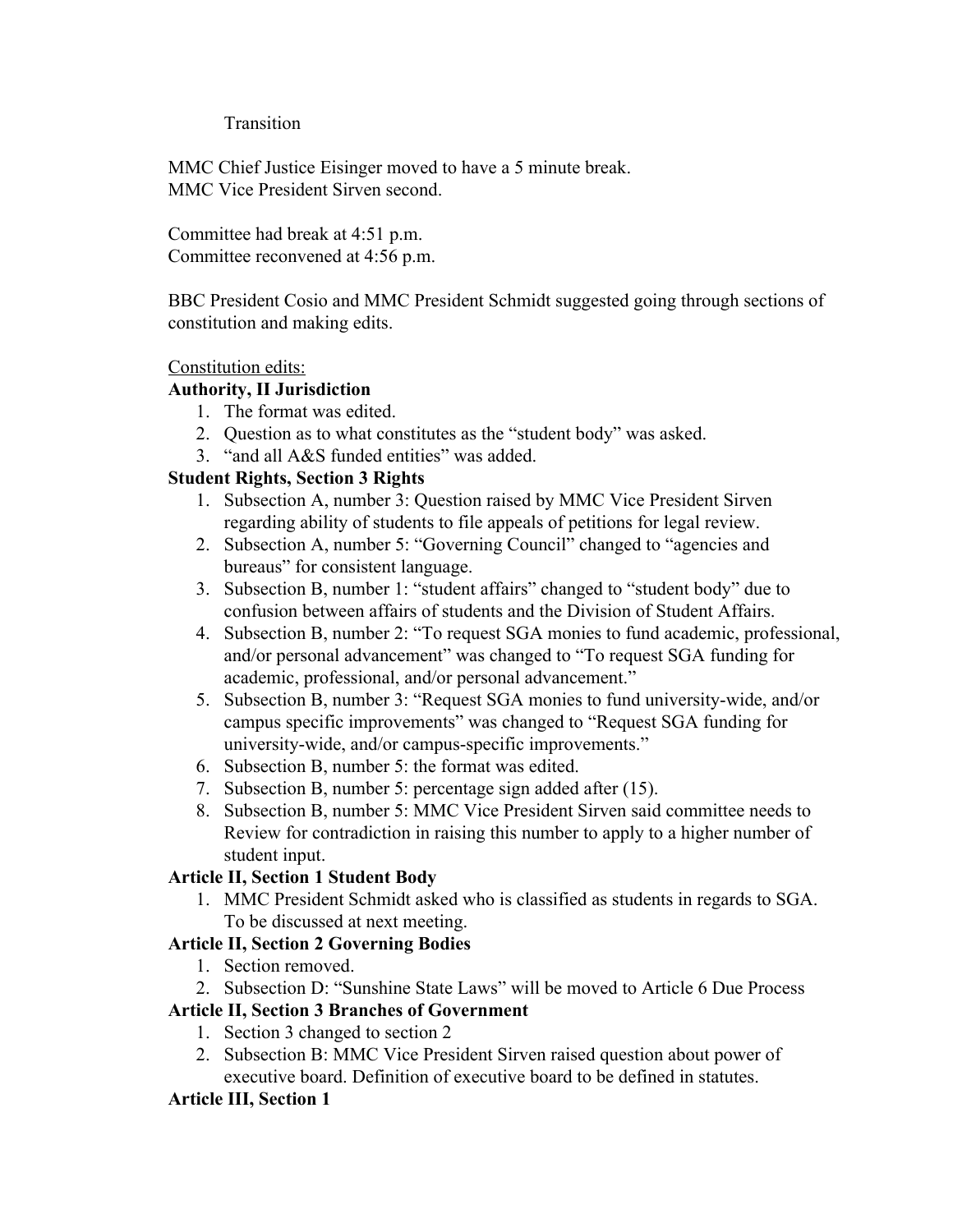Transition

MMC Chief Justice Eisinger moved to have a 5 minute break.
MMC Vice President Sirven second.

Committee had break at 4:51 p.m.
Committee reconvened at 4:56 p.m.

BBC President Cosio and MMC President Schmidt suggested going through sections of constitution and making edits.

<u>Constitution edits:</u>

**Authority, II Jurisdiction**

1. The format was edited.
2. Question as to what constitutes as the "student body" was asked.
3. "and all A&S funded entities" was added.

**Student Rights, Section 3 Rights**

1. Subsection A, number 3: Question raised by MMC Vice President Sirven regarding ability of students to file appeals of petitions for legal review.
2. Subsection A, number 5: "Governing Council" changed to "agencies and bureaus" for consistent language.
3. Subsection B, number 1: "student affairs" changed to "student body" due to confusion between affairs of students and the Division of Student Affairs.
4. Subsection B, number 2: "To request SGA monies to fund academic, professional, and/or personal advancement" was changed to "To request SGA funding for academic, professional, and/or personal advancement."
5. Subsection B, number 3: "Request SGA monies to fund university-wide, and/or campus specific improvements" was changed to "Request SGA funding for university-wide, and/or campus-specific improvements."
6. Subsection B, number 5: the format was edited.
7. Subsection B, number 5: percentage sign added after (15).
8. Subsection B, number 5: MMC Vice President Sirven said committee needs to Review for contradiction in raising this number to apply to a higher number of student input.

**Article II, Section 1 Student Body**

1. MMC President Schmidt asked who is classified as students in regards to SGA. To be discussed at next meeting.

**Article II, Section 2 Governing Bodies**

1. Section removed.
2. Subsection D: "Sunshine State Laws" will be moved to Article 6 Due Process

**Article II, Section 3 Branches of Government**

1. Section 3 changed to section 2
2. Subsection B: MMC Vice President Sirven raised question about power of executive board. Definition of executive board to be defined in statutes.

**Article III, Section 1**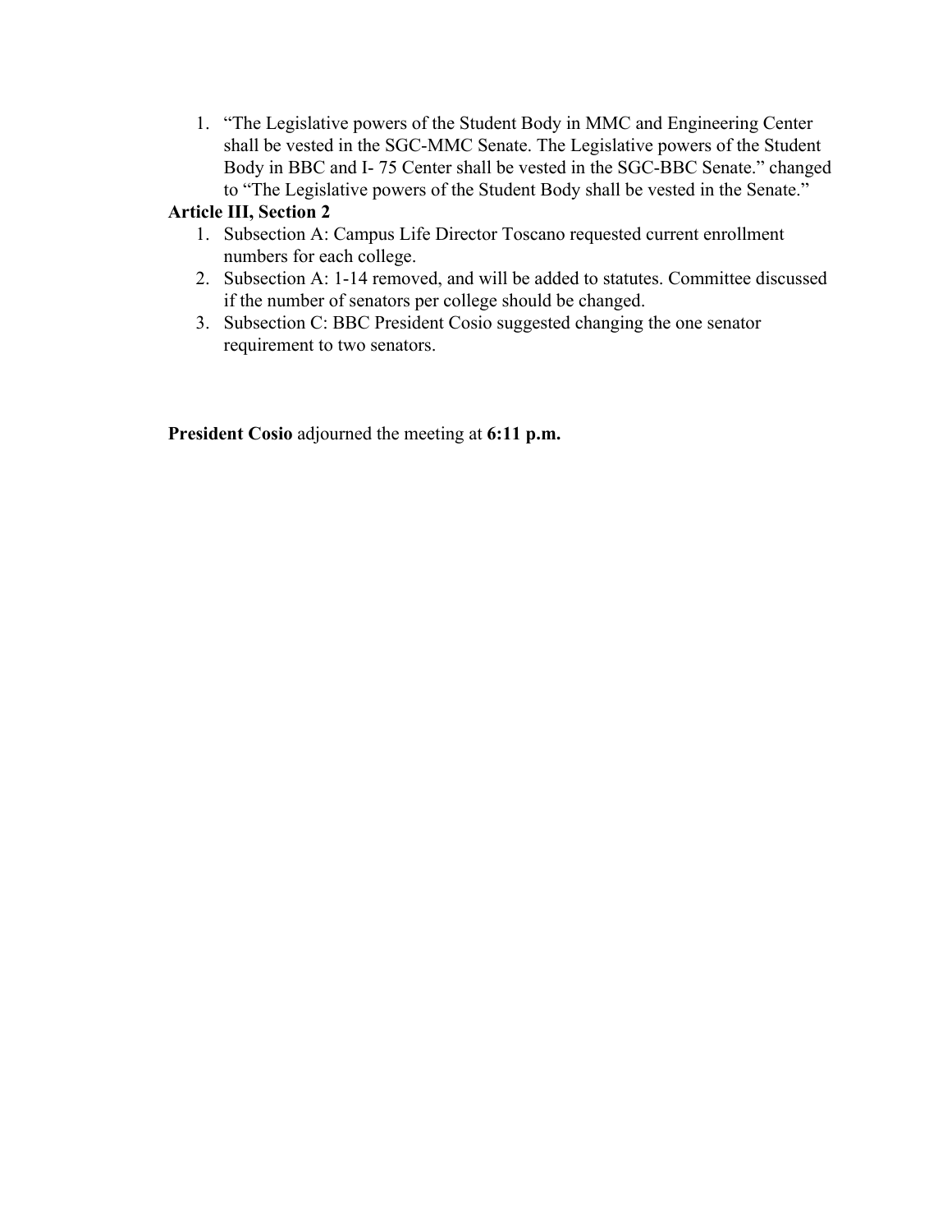1. “The Legislative powers of the Student Body in MMC and Engineering Center shall be vested in the SGC-MMC Senate. The Legislative powers of the Student Body in BBC and I- 75 Center shall be vested in the SGC-BBC Senate.” changed to “The Legislative powers of the Student Body shall be vested in the Senate.”

**Article III, Section 2**

1. Subsection A: Campus Life Director Toscano requested current enrollment numbers for each college.
2. Subsection A: 1-14 removed, and will be added to statutes. Committee discussed if the number of senators per college should be changed.
3. Subsection C: BBC President Cosio suggested changing the one senator requirement to two senators.

**President Cosio** adjourned the meeting at **6:11 p.m.**